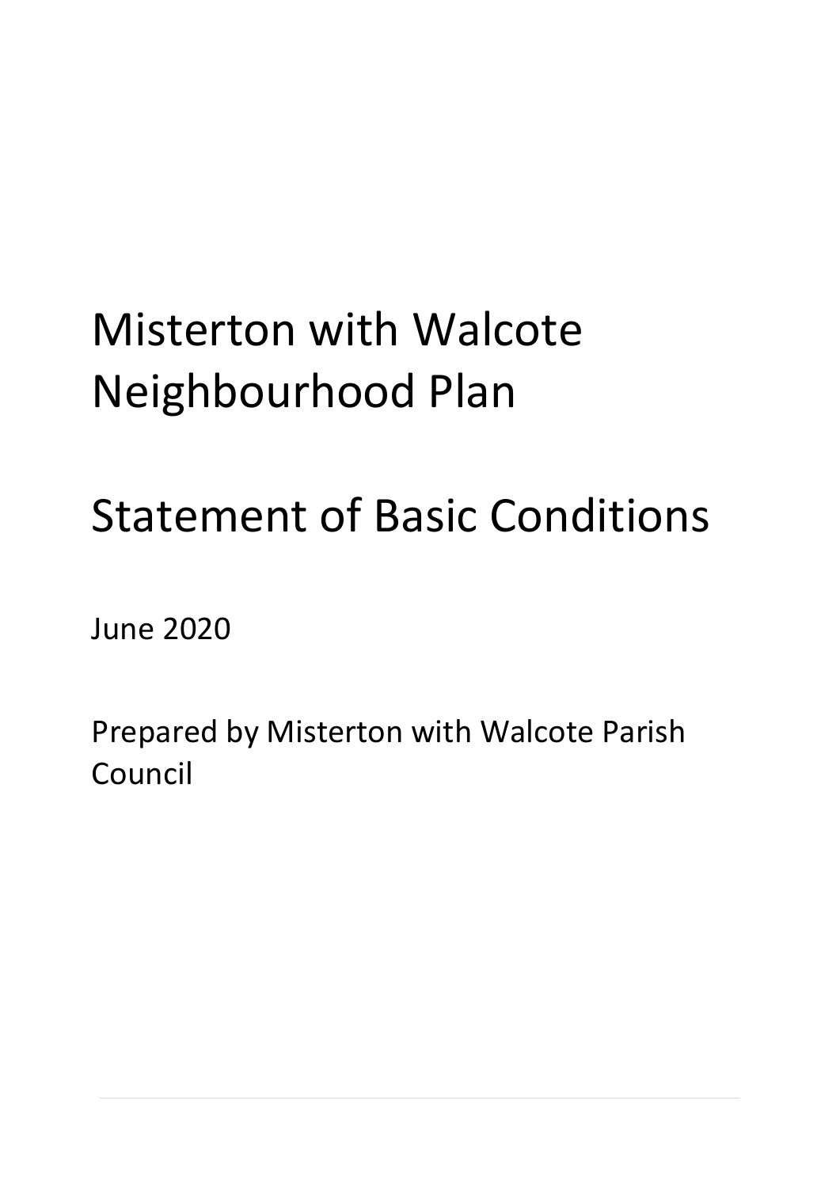# Misterton with Walcote Neighbourhood Plan

# Statement of Basic Conditions

June 2020

Prepared by Misterton with Walcote Parish Council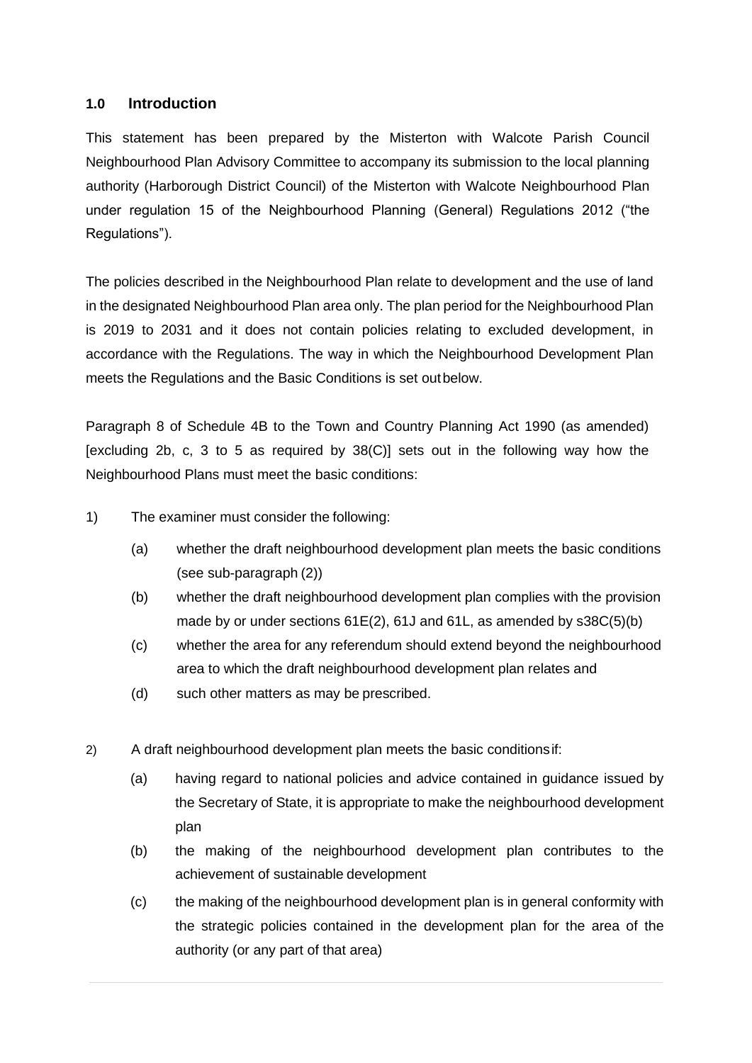## 1.0 Introduction

This statement has been prepared by the Misterton with Walcote Parish Council Neighbourhood Plan Advisory Committee to accompany its submission to the local planning authority (Harborough District Council) of the Misterton with Walcote Neighbourhood Plan under regulation 15 of the Neighbourhood Planning (General) Regulations 2012 ("the Regulations").

The policies described in the Neighbourhood Plan relate to development and the use of land in the designated Neighbourhood Plan area only. The plan period for the Neighbourhood Plan is 2019 to 2031 and it does not contain policies relating to excluded development, in accordance with the Regulations. The way in which the Neighbourhood Development Plan meets the Regulations and the Basic Conditions is set out below.

Paragraph 8 of Schedule 4B to the Town and Country Planning Act 1990 (as amended) [excluding 2b, c, 3 to 5 as required by 38(C)] sets out in the following way how the Neighbourhood Plans must meet the basic conditions:

1) The examiner must consider the following:

    (a) whether the draft neighbourhood development plan meets the basic conditions (see sub-paragraph (2))

    (b) whether the draft neighbourhood development plan complies with the provision made by or under sections 61E(2), 61J and 61L, as amended by s38C(5)(b)

    (c) whether the area for any referendum should extend beyond the neighbourhood area to which the draft neighbourhood development plan relates and

    (d) such other matters as may be prescribed.

2) A draft neighbourhood development plan meets the basic conditions if:

    (a) having regard to national policies and advice contained in guidance issued by the Secretary of State, it is appropriate to make the neighbourhood development plan

    (b) the making of the neighbourhood development plan contributes to the achievement of sustainable development

    (c) the making of the neighbourhood development plan is in general conformity with the strategic policies contained in the development plan for the area of the authority (or any part of that area)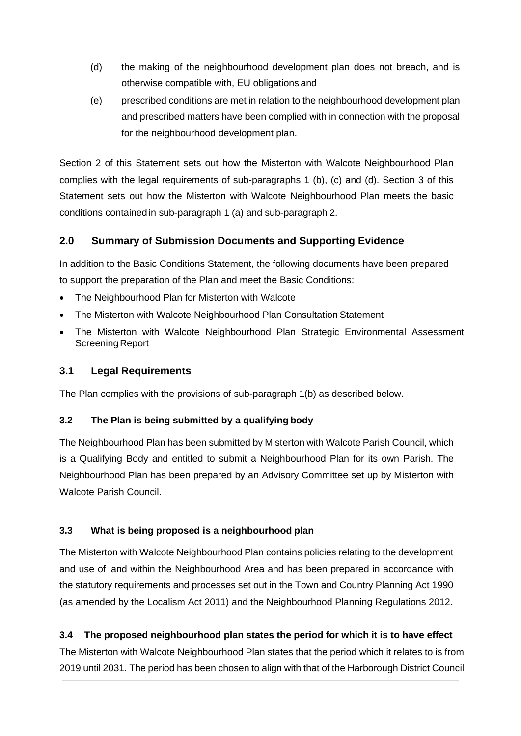(d) the making of the neighbourhood development plan does not breach, and is otherwise compatible with, EU obligations and

(e) prescribed conditions are met in relation to the neighbourhood development plan and prescribed matters have been complied with in connection with the proposal for the neighbourhood development plan.

Section 2 of this Statement sets out how the Misterton with Walcote Neighbourhood Plan complies with the legal requirements of sub-paragraphs 1 (b), (c) and (d). Section 3 of this Statement sets out how the Misterton with Walcote Neighbourhood Plan meets the basic conditions contained in sub-paragraph 1 (a) and sub-paragraph 2.

## 2.0 Summary of Submission Documents and Supporting Evidence

In addition to the Basic Conditions Statement, the following documents have been prepared to support the preparation of the Plan and meet the Basic Conditions:

- The Neighbourhood Plan for Misterton with Walcote
- The Misterton with Walcote Neighbourhood Plan Consultation Statement
- The Misterton with Walcote Neighbourhood Plan Strategic Environmental Assessment Screening Report

## 3.1 Legal Requirements

The Plan complies with the provisions of sub-paragraph 1(b) as described below.

### 3.2 The Plan is being submitted by a qualifying body

The Neighbourhood Plan has been submitted by Misterton with Walcote Parish Council, which is a Qualifying Body and entitled to submit a Neighbourhood Plan for its own Parish. The Neighbourhood Plan has been prepared by an Advisory Committee set up by Misterton with Walcote Parish Council.

### 3.3 What is being proposed is a neighbourhood plan

The Misterton with Walcote Neighbourhood Plan contains policies relating to the development and use of land within the Neighbourhood Area and has been prepared in accordance with the statutory requirements and processes set out in the Town and Country Planning Act 1990 (as amended by the Localism Act 2011) and the Neighbourhood Planning Regulations 2012.

### 3.4 The proposed neighbourhood plan states the period for which it is to have effect

The Misterton with Walcote Neighbourhood Plan states that the period which it relates to is from 2019 until 2031. The period has been chosen to align with that of the Harborough District Council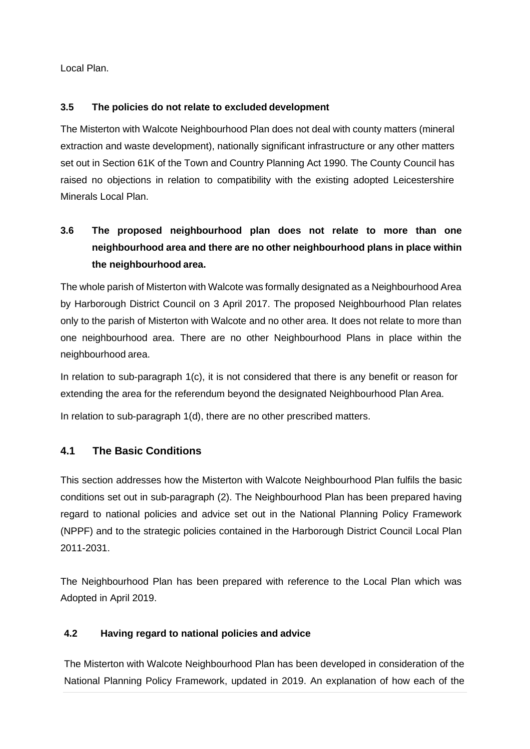Local Plan.

### 3.5 The policies do not relate to excluded development

The Misterton with Walcote Neighbourhood Plan does not deal with county matters (mineral extraction and waste development), nationally significant infrastructure or any other matters set out in Section 61K of the Town and Country Planning Act 1990. The County Council has raised no objections in relation to compatibility with the existing adopted Leicestershire Minerals Local Plan.

### 3.6 The proposed neighbourhood plan does not relate to more than one neighbourhood area and there are no other neighbourhood plans in place within the neighbourhood area.

The whole parish of Misterton with Walcote was formally designated as a Neighbourhood Area by Harborough District Council on 3 April 2017. The proposed Neighbourhood Plan relates only to the parish of Misterton with Walcote and no other area. It does not relate to more than one neighbourhood area. There are no other Neighbourhood Plans in place within the neighbourhood area.

In relation to sub-paragraph 1(c), it is not considered that there is any benefit or reason for extending the area for the referendum beyond the designated Neighbourhood Plan Area.

In relation to sub-paragraph 1(d), there are no other prescribed matters.

## 4.1 The Basic Conditions

This section addresses how the Misterton with Walcote Neighbourhood Plan fulfils the basic conditions set out in sub-paragraph (2). The Neighbourhood Plan has been prepared having regard to national policies and advice set out in the National Planning Policy Framework (NPPF) and to the strategic policies contained in the Harborough District Council Local Plan 2011-2031.

The Neighbourhood Plan has been prepared with reference to the Local Plan which was Adopted in April 2019.

### 4.2 Having regard to national policies and advice

The Misterton with Walcote Neighbourhood Plan has been developed in consideration of the National Planning Policy Framework, updated in 2019. An explanation of how each of the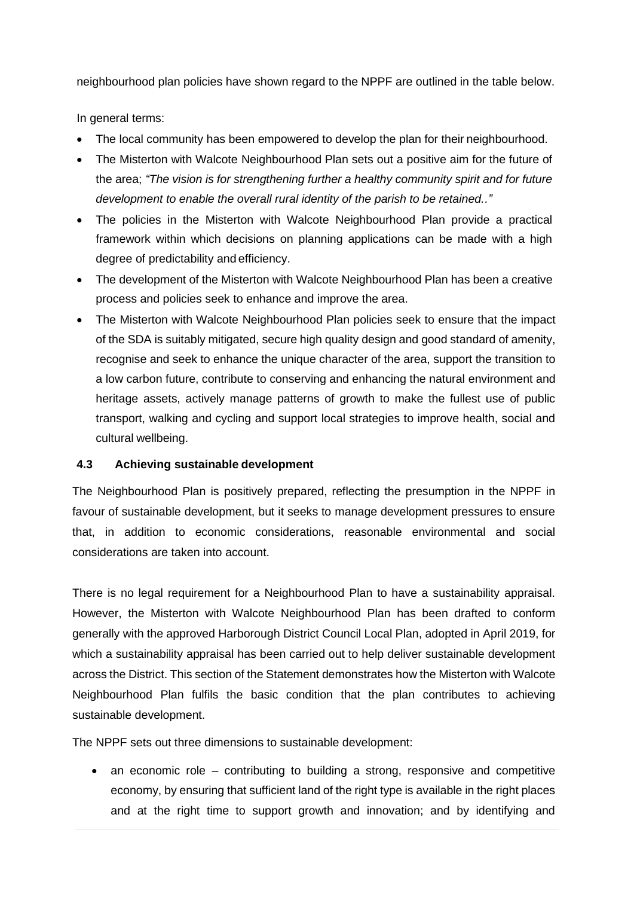neighbourhood plan policies have shown regard to the NPPF are outlined in the table below.

In general terms:

- The local community has been empowered to develop the plan for their neighbourhood.
- The Misterton with Walcote Neighbourhood Plan sets out a positive aim for the future of the area; *"The vision is for strengthening further a healthy community spirit and for future development to enable the overall rural identity of the parish to be retained.."*
- The policies in the Misterton with Walcote Neighbourhood Plan provide a practical framework within which decisions on planning applications can be made with a high degree of predictability and efficiency.
- The development of the Misterton with Walcote Neighbourhood Plan has been a creative process and policies seek to enhance and improve the area.
- The Misterton with Walcote Neighbourhood Plan policies seek to ensure that the impact of the SDA is suitably mitigated, secure high quality design and good standard of amenity, recognise and seek to enhance the unique character of the area, support the transition to a low carbon future, contribute to conserving and enhancing the natural environment and heritage assets, actively manage patterns of growth to make the fullest use of public transport, walking and cycling and support local strategies to improve health, social and cultural wellbeing.

### 4.3 Achieving sustainable development

The Neighbourhood Plan is positively prepared, reflecting the presumption in the NPPF in favour of sustainable development, but it seeks to manage development pressures to ensure that, in addition to economic considerations, reasonable environmental and social considerations are taken into account.

There is no legal requirement for a Neighbourhood Plan to have a sustainability appraisal. However, the Misterton with Walcote Neighbourhood Plan has been drafted to conform generally with the approved Harborough District Council Local Plan, adopted in April 2019, for which a sustainability appraisal has been carried out to help deliver sustainable development across the District. This section of the Statement demonstrates how the Misterton with Walcote Neighbourhood Plan fulfils the basic condition that the plan contributes to achieving sustainable development.

The NPPF sets out three dimensions to sustainable development:

- an economic role – contributing to building a strong, responsive and competitive economy, by ensuring that sufficient land of the right type is available in the right places and at the right time to support growth and innovation; and by identifying and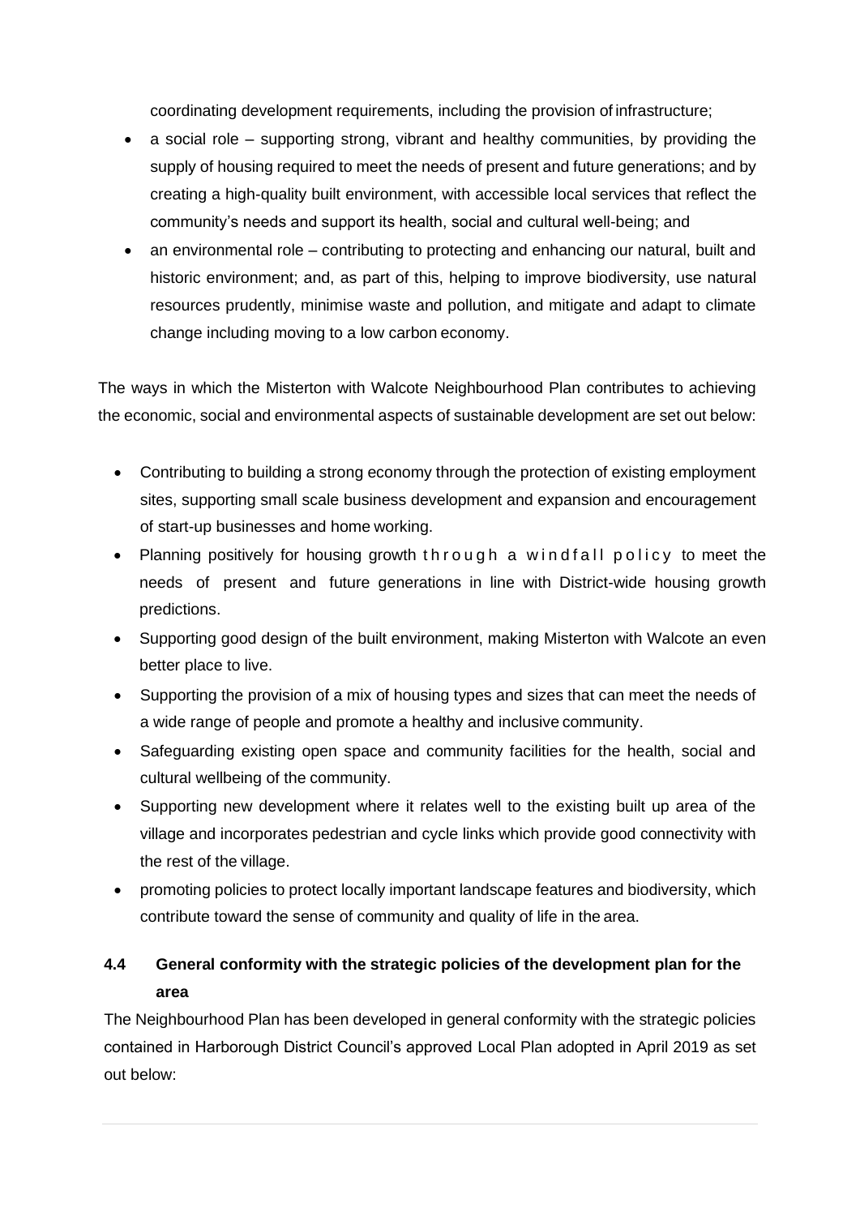coordinating development requirements, including the provision of infrastructure;

- a social role – supporting strong, vibrant and healthy communities, by providing the supply of housing required to meet the needs of present and future generations; and by creating a high-quality built environment, with accessible local services that reflect the community's needs and support its health, social and cultural well-being; and
- an environmental role – contributing to protecting and enhancing our natural, built and historic environment; and, as part of this, helping to improve biodiversity, use natural resources prudently, minimise waste and pollution, and mitigate and adapt to climate change including moving to a low carbon economy.

The ways in which the Misterton with Walcote Neighbourhood Plan contributes to achieving the economic, social and environmental aspects of sustainable development are set out below:

- Contributing to building a strong economy through the protection of existing employment sites, supporting small scale business development and expansion and encouragement of start-up businesses and home working.
- Planning positively for housing growth through a windfall policy to meet the needs of present and future generations in line with District-wide housing growth predictions.
- Supporting good design of the built environment, making Misterton with Walcote an even better place to live.
- Supporting the provision of a mix of housing types and sizes that can meet the needs of a wide range of people and promote a healthy and inclusive community.
- Safeguarding existing open space and community facilities for the health, social and cultural wellbeing of the community.
- Supporting new development where it relates well to the existing built up area of the village and incorporates pedestrian and cycle links which provide good connectivity with the rest of the village.
- promoting policies to protect locally important landscape features and biodiversity, which contribute toward the sense of community and quality of life in the area.

### 4.4 General conformity with the strategic policies of the development plan for the area

The Neighbourhood Plan has been developed in general conformity with the strategic policies contained in Harborough District Council's approved Local Plan adopted in April 2019 as set out below: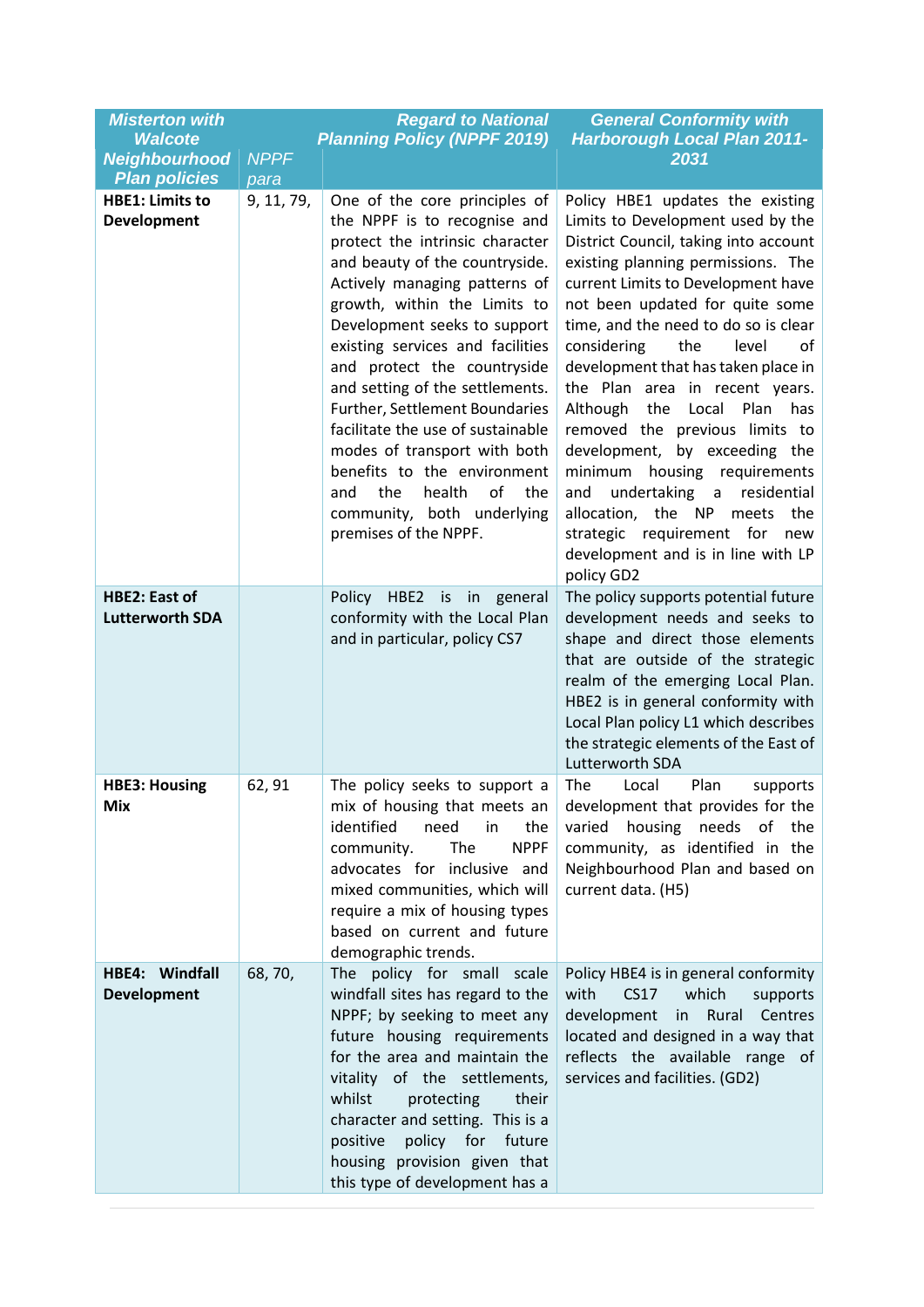| Misterton with Walcote Neighbourhood Plan policies | NPPF para | Regard to National Planning Policy (NPPF 2019) | General Conformity with Harborough Local Plan 2011-2031 |
|---|---|---|---|
| **HBE1: Limits to Development** | 9, 11, 79, | One of the core principles of the NPPF is to recognise and protect the intrinsic character and beauty of the countryside. Actively managing patterns of growth, within the Limits to Development seeks to support existing services and facilities and protect the countryside and setting of the settlements. Further, Settlement Boundaries facilitate the use of sustainable modes of transport with both benefits to the environment and the health of the community, both underlying premises of the NPPF. | Policy HBE1 updates the existing Limits to Development used by the District Council, taking into account existing planning permissions. The current Limits to Development have not been updated for quite some time, and the need to do so is clear considering the level of development that has taken place in the Plan area in recent years. Although the Local Plan has removed the previous limits to development, by exceeding the minimum housing requirements and undertaking a residential allocation, the NP meets the strategic requirement for new development and is in line with LP policy GD2 |
| **HBE2: East of Lutterworth SDA** | | Policy HBE2 is in general conformity with the Local Plan and in particular, policy CS7 | The policy supports potential future development needs and seeks to shape and direct those elements that are outside of the strategic realm of the emerging Local Plan. HBE2 is in general conformity with Local Plan policy L1 which describes the strategic elements of the East of Lutterworth SDA |
| **HBE3: Housing Mix** | 62, 91 | The policy seeks to support a mix of housing that meets an identified need in the community. The NPPF advocates for inclusive and mixed communities, which will require a mix of housing types based on current and future demographic trends. | The Local Plan supports development that provides for the varied housing needs of the community, as identified in the Neighbourhood Plan and based on current data. (H5) |
| **HBE4: Windfall Development** | 68, 70, | The policy for small scale windfall sites has regard to the NPPF; by seeking to meet any future housing requirements for the area and maintain the vitality of the settlements, whilst protecting their character and setting. This is a positive policy for future housing provision given that this type of development has a | Policy HBE4 is in general conformity with CS17 which supports development in Rural Centres located and designed in a way that reflects the available range of services and facilities. (GD2) |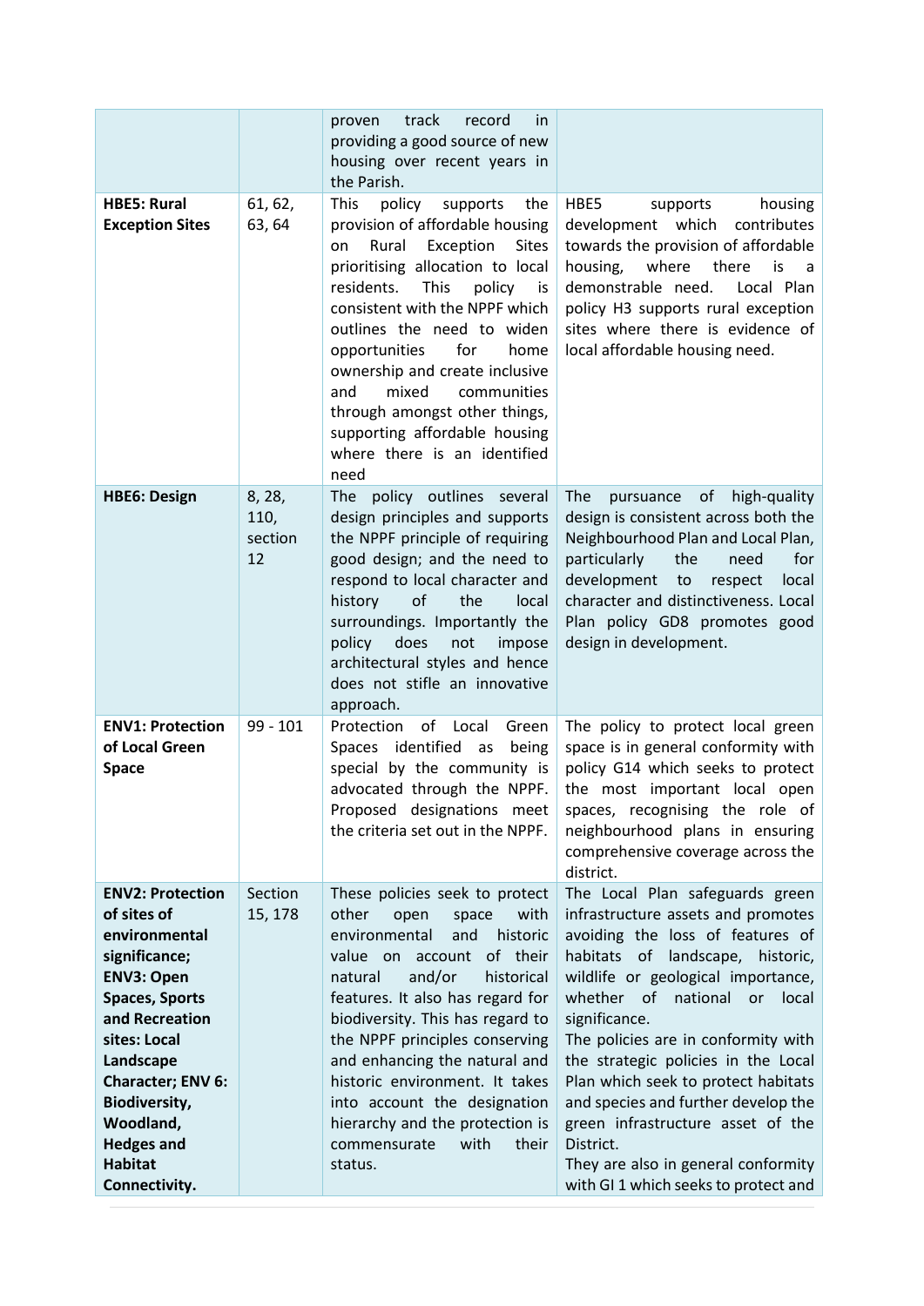| | | | |
|---|---|---|---|
| | | proven track record in providing a good source of new housing over recent years in the Parish. | |
| **HBE5: Rural Exception Sites** | 61, 62, 63, 64 | This policy supports the provision of affordable housing on Rural Exception Sites prioritising allocation to local residents. This policy is consistent with the NPPF which outlines the need to widen opportunities for home ownership and create inclusive and mixed communities through amongst other things, supporting affordable housing where there is an identified need | HBE5 supports housing development which contributes towards the provision of affordable housing, where there is a demonstrable need. Local Plan policy H3 supports rural exception sites where there is evidence of local affordable housing need. |
| **HBE6: Design** | 8, 28, 110, section 12 | The policy outlines several design principles and supports the NPPF principle of requiring good design; and the need to respond to local character and history of the local surroundings. Importantly the policy does not impose architectural styles and hence does not stifle an innovative approach. | The pursuance of high-quality design is consistent across both the Neighbourhood Plan and Local Plan, particularly the need for development to respect local character and distinctiveness. Local Plan policy GD8 promotes good design in development. |
| **ENV1: Protection of Local Green Space** | 99 - 101 | Protection of Local Green Spaces identified as being special by the community is advocated through the NPPF. Proposed designations meet the criteria set out in the NPPF. | The policy to protect local green space is in general conformity with policy G14 which seeks to protect the most important local open spaces, recognising the role of neighbourhood plans in ensuring comprehensive coverage across the district. |
| **ENV2: Protection of sites of environmental significance; ENV3: Open Spaces, Sports and Recreation sites: Local Landscape Character; ENV 6: Biodiversity, Woodland, Hedges and Habitat Connectivity.** | Section 15, 178 | These policies seek to protect other open space with environmental and historic value on account of their natural and/or historical features. It also has regard for biodiversity. This has regard to the NPPF principles conserving and enhancing the natural and historic environment. It takes into account the designation hierarchy and the protection is commensurate with their status. | The Local Plan safeguards green infrastructure assets and promotes avoiding the loss of features of habitats of landscape, historic, wildlife or geological importance, whether of national or local significance.<br>The policies are in conformity with the strategic policies in the Local Plan which seek to protect habitats and species and further develop the green infrastructure asset of the District.<br>They are also in general conformity with GI 1 which seeks to protect and |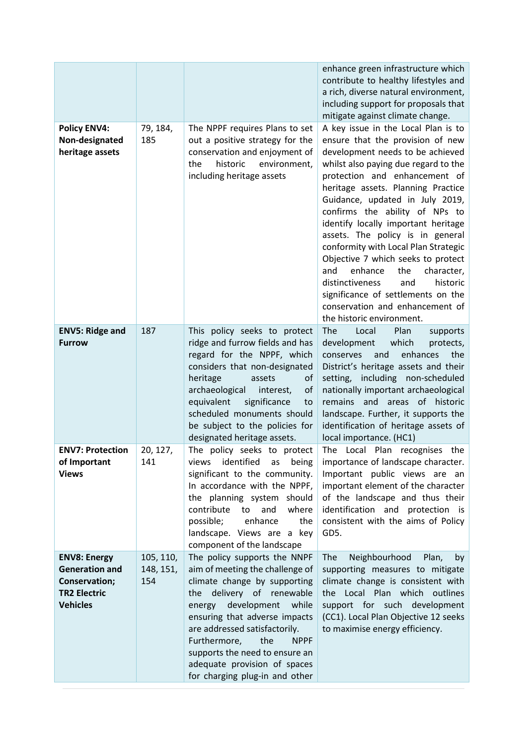| | | | |
|---|---|---|---|
| | | | enhance green infrastructure which contribute to healthy lifestyles and a rich, diverse natural environment, including support for proposals that mitigate against climate change. |
| **Policy ENV4: Non-designated heritage assets** | 79, 184, 185 | The NPPF requires Plans to set out a positive strategy for the conservation and enjoyment of the historic environment, including heritage assets | A key issue in the Local Plan is to ensure that the provision of new development needs to be achieved whilst also paying due regard to the protection and enhancement of heritage assets. Planning Practice Guidance, updated in July 2019, confirms the ability of NPs to identify locally important heritage assets. The policy is in general conformity with Local Plan Strategic Objective 7 which seeks to protect and enhance the character, distinctiveness and historic significance of settlements on the conservation and enhancement of the historic environment. |
| **ENV5: Ridge and Furrow** | 187 | This policy seeks to protect ridge and furrow fields and has regard for the NPPF, which considers that non-designated heritage assets of archaeological interest, of equivalent significance to scheduled monuments should be subject to the policies for designated heritage assets. | The Local Plan supports development which protects, conserves and enhances the District's heritage assets and their setting, including non-scheduled nationally important archaeological remains and areas of historic landscape. Further, it supports the identification of heritage assets of local importance. (HC1) |
| **ENV7: Protection of Important Views** | 20, 127, 141 | The policy seeks to protect views identified as being significant to the community. In accordance with the NPPF, the planning system should contribute to and where possible; enhance the landscape. Views are a key component of the landscape | The Local Plan recognises the importance of landscape character. Important public views are an important element of the character of the landscape and thus their identification and protection is consistent with the aims of Policy GD5. |
| **ENV8: Energy Generation and Conservation; TR2 Electric Vehicles** | 105, 110, 148, 151, 154 | The policy supports the NNPF aim of meeting the challenge of climate change by supporting the delivery of renewable energy development while ensuring that adverse impacts are addressed satisfactorily. Furthermore, the NPPF supports the need to ensure an adequate provision of spaces for charging plug-in and other | The Neighbourhood Plan, by supporting measures to mitigate climate change is consistent with the Local Plan which outlines support for such development (CC1). Local Plan Objective 12 seeks to maximise energy efficiency. |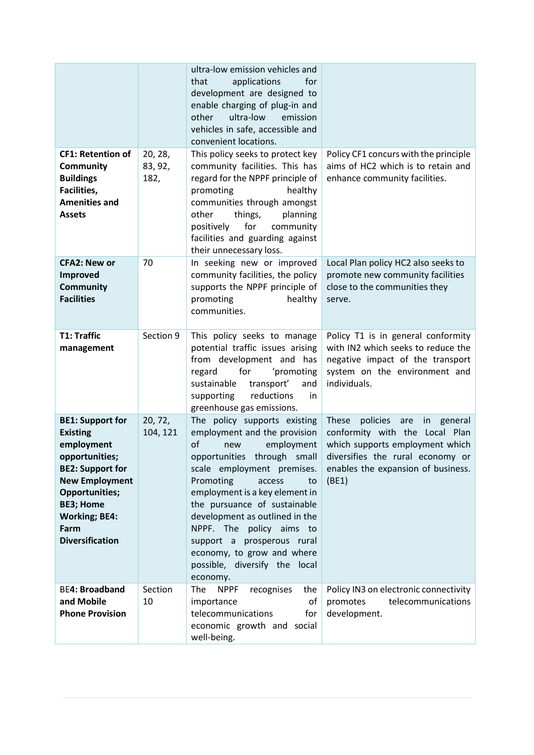| | | | |
|---|---|---|---|
| | | ultra-low emission vehicles and that applications for development are designed to enable charging of plug-in and other ultra-low emission vehicles in safe, accessible and convenient locations. | |
| **CF1: Retention of Community Buildings Facilities, Amenities and Assets** | 20, 28, 83, 92, 182, | This policy seeks to protect key community facilities. This has regard for the NPPF principle of promoting healthy communities through amongst other things, planning positively for community facilities and guarding against their unnecessary loss. | Policy CF1 concurs with the principle aims of HC2 which is to retain and enhance community facilities. |
| **CFA2: New or Improved Community Facilities** | 70 | In seeking new or improved community facilities, the policy supports the NPPF principle of promoting healthy communities. | Local Plan policy HC2 also seeks to promote new community facilities close to the communities they serve. |
| **T1: Traffic management** | Section 9 | This policy seeks to manage potential traffic issues arising from development and has regard for 'promoting sustainable transport' and supporting reductions in greenhouse gas emissions. | Policy T1 is in general conformity with IN2 which seeks to reduce the negative impact of the transport system on the environment and individuals. |
| **BE1: Support for Existing employment opportunities; BE2: Support for New Employment Opportunities; BE3; Home Working; BE4: Farm Diversification** | 20, 72, 104, 121 | The policy supports existing employment and the provision of new employment opportunities through small scale employment premises. Promoting access to employment is a key element in the pursuance of sustainable development as outlined in the NPPF. The policy aims to support a prosperous rural economy, to grow and where possible, diversify the local economy. | These policies are in general conformity with the Local Plan which supports employment which diversifies the rural economy or enables the expansion of business. (BE1) |
| BE**4: Broadband and Mobile Phone Provision** | Section 10 | The NPPF recognises the importance of telecommunications for economic growth and social well-being. | Policy IN3 on electronic connectivity promotes telecommunications development. |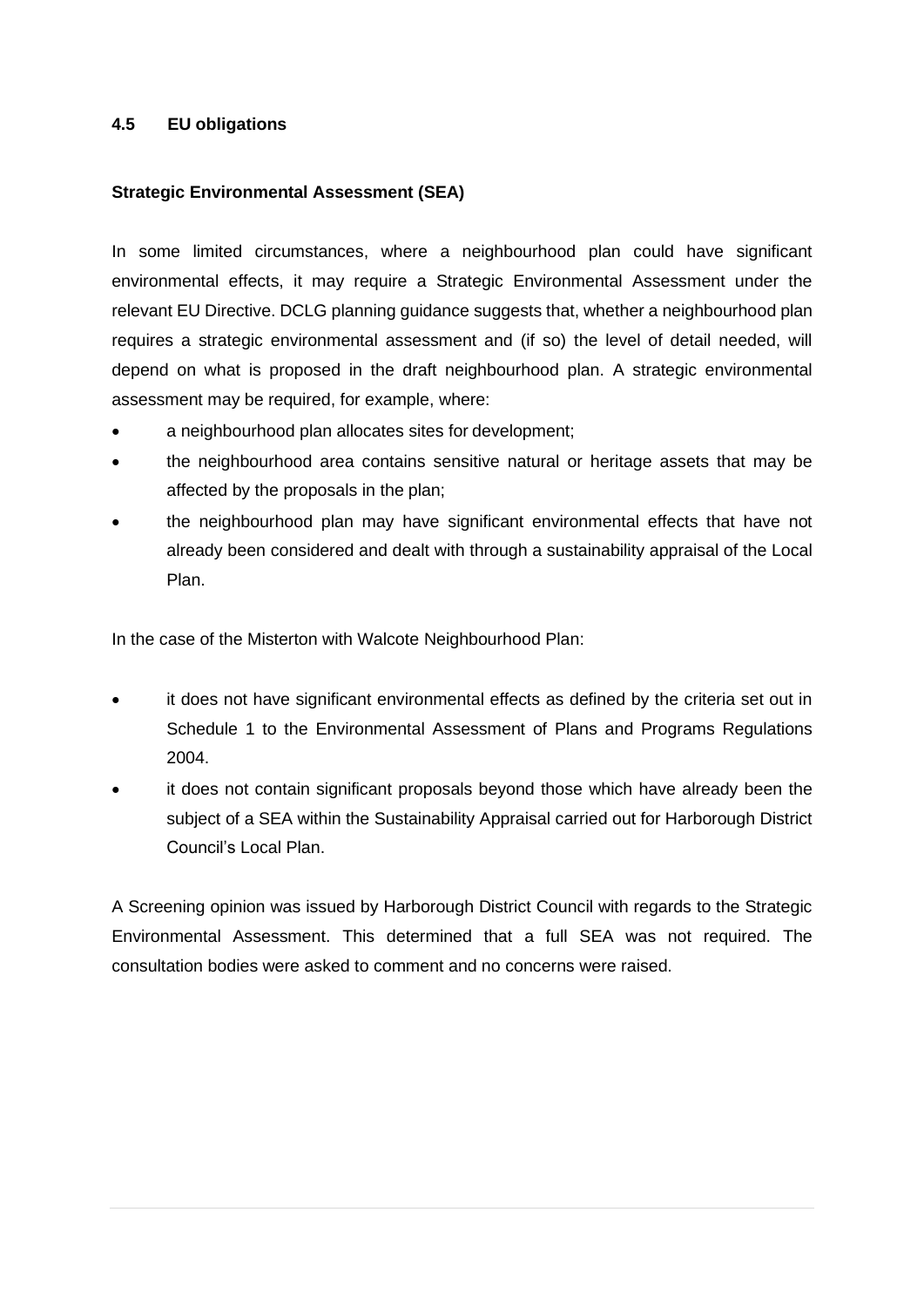## 4.5 EU obligations

**Strategic Environmental Assessment (SEA)**

In some limited circumstances, where a neighbourhood plan could have significant environmental effects, it may require a Strategic Environmental Assessment under the relevant EU Directive. DCLG planning guidance suggests that, whether a neighbourhood plan requires a strategic environmental assessment and (if so) the level of detail needed, will depend on what is proposed in the draft neighbourhood plan. A strategic environmental assessment may be required, for example, where:

- a neighbourhood plan allocates sites for development;
- the neighbourhood area contains sensitive natural or heritage assets that may be affected by the proposals in the plan;
- the neighbourhood plan may have significant environmental effects that have not already been considered and dealt with through a sustainability appraisal of the Local Plan.

In the case of the Misterton with Walcote Neighbourhood Plan:

- it does not have significant environmental effects as defined by the criteria set out in Schedule 1 to the Environmental Assessment of Plans and Programs Regulations 2004.
- it does not contain significant proposals beyond those which have already been the subject of a SEA within the Sustainability Appraisal carried out for Harborough District Council's Local Plan.

A Screening opinion was issued by Harborough District Council with regards to the Strategic Environmental Assessment. This determined that a full SEA was not required. The consultation bodies were asked to comment and no concerns were raised.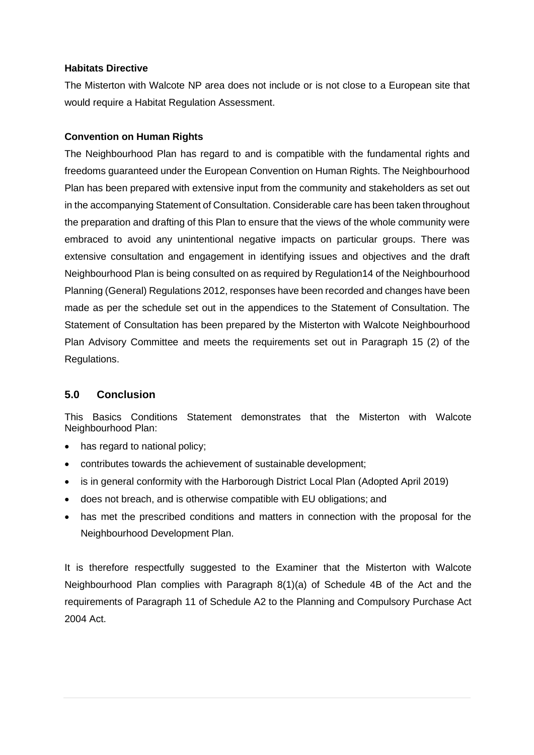**Habitats Directive**

The Misterton with Walcote NP area does not include or is not close to a European site that would require a Habitat Regulation Assessment.

**Convention on Human Rights**

The Neighbourhood Plan has regard to and is compatible with the fundamental rights and freedoms guaranteed under the European Convention on Human Rights. The Neighbourhood Plan has been prepared with extensive input from the community and stakeholders as set out in the accompanying Statement of Consultation. Considerable care has been taken throughout the preparation and drafting of this Plan to ensure that the views of the whole community were embraced to avoid any unintentional negative impacts on particular groups. There was extensive consultation and engagement in identifying issues and objectives and the draft Neighbourhood Plan is being consulted on as required by Regulation14 of the Neighbourhood Planning (General) Regulations 2012, responses have been recorded and changes have been made as per the schedule set out in the appendices to the Statement of Consultation. The Statement of Consultation has been prepared by the Misterton with Walcote Neighbourhood Plan Advisory Committee and meets the requirements set out in Paragraph 15 (2) of the Regulations.

## 5.0 Conclusion

This Basics Conditions Statement demonstrates that the Misterton with Walcote Neighbourhood Plan:

- has regard to national policy;
- contributes towards the achievement of sustainable development;
- is in general conformity with the Harborough District Local Plan (Adopted April 2019)
- does not breach, and is otherwise compatible with EU obligations; and
- has met the prescribed conditions and matters in connection with the proposal for the Neighbourhood Development Plan.

It is therefore respectfully suggested to the Examiner that the Misterton with Walcote Neighbourhood Plan complies with Paragraph 8(1)(a) of Schedule 4B of the Act and the requirements of Paragraph 11 of Schedule A2 to the Planning and Compulsory Purchase Act 2004 Act.